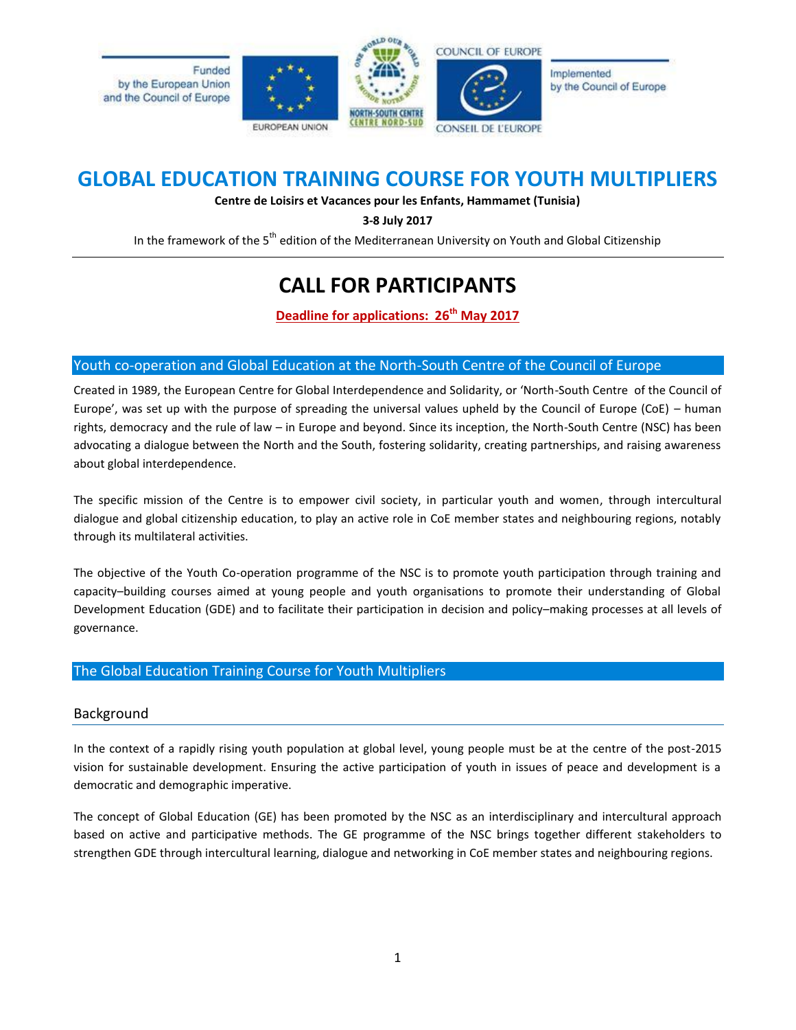Funded by the European Union and the Council of Europe

EUROPEAN UNION

NORTH-SOUTH CENTRE / CENTRE NORD-SUD

COUNCIL OF EUROPE / CONSEIL DE L'EUROPE

Implemented by the Council of Europe

# GLOBAL EDUCATION TRAINING COURSE FOR YOUTH MULTIPLIERS

**Centre de Loisirs et Vacances pour les Enfants, Hammamet (Tunisia)**

**3-8 July 2017**

In the framework of the 5th edition of the Mediterranean University on Youth and Global Citizenship

---

# CALL FOR PARTICIPANTS

**Deadline for applications: 26th May 2017**

## Youth co-operation and Global Education at the North-South Centre of the Council of Europe

Created in 1989, the European Centre for Global Interdependence and Solidarity, or 'North-South Centre of the Council of Europe', was set up with the purpose of spreading the universal values upheld by the Council of Europe (CoE) – human rights, democracy and the rule of law – in Europe and beyond. Since its inception, the North-South Centre (NSC) has been advocating a dialogue between the North and the South, fostering solidarity, creating partnerships, and raising awareness about global interdependence.

The specific mission of the Centre is to empower civil society, in particular youth and women, through intercultural dialogue and global citizenship education, to play an active role in CoE member states and neighbouring regions, notably through its multilateral activities.

The objective of the Youth Co-operation programme of the NSC is to promote youth participation through training and capacity–building courses aimed at young people and youth organisations to promote their understanding of Global Development Education (GDE) and to facilitate their participation in decision and policy–making processes at all levels of governance.

## The Global Education Training Course for Youth Multipliers

### Background

In the context of a rapidly rising youth population at global level, young people must be at the centre of the post-2015 vision for sustainable development. Ensuring the active participation of youth in issues of peace and development is a democratic and demographic imperative.

The concept of Global Education (GE) has been promoted by the NSC as an interdisciplinary and intercultural approach based on active and participative methods. The GE programme of the NSC brings together different stakeholders to strengthen GDE through intercultural learning, dialogue and networking in CoE member states and neighbouring regions.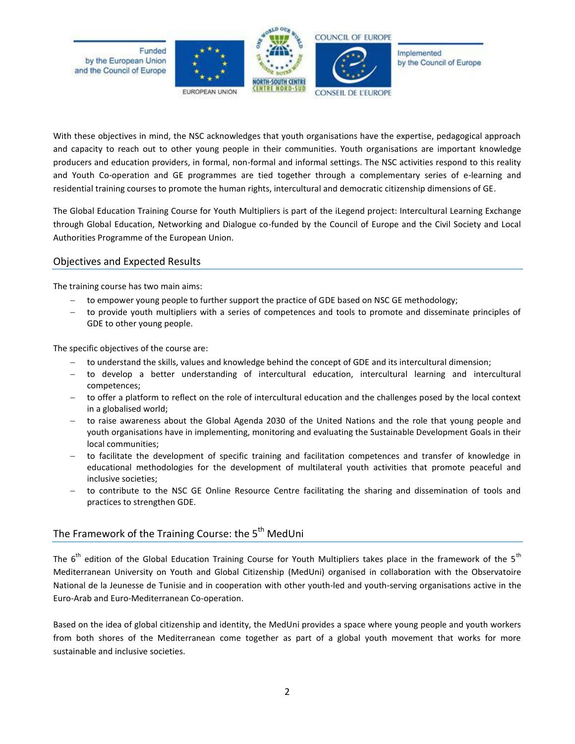With these objectives in mind, the NSC acknowledges that youth organisations have the expertise, pedagogical approach and capacity to reach out to other young people in their communities. Youth organisations are important knowledge producers and education providers, in formal, non-formal and informal settings. The NSC activities respond to this reality and Youth Co-operation and GE programmes are tied together through a complementary series of e-learning and residential training courses to promote the human rights, intercultural and democratic citizenship dimensions of GE.

The Global Education Training Course for Youth Multipliers is part of the iLegend project: Intercultural Learning Exchange through Global Education, Networking and Dialogue co-funded by the Council of Europe and the Civil Society and Local Authorities Programme of the European Union.

## Objectives and Expected Results

The training course has two main aims:

- to empower young people to further support the practice of GDE based on NSC GE methodology;
- to provide youth multipliers with a series of competences and tools to promote and disseminate principles of GDE to other young people.

The specific objectives of the course are:

- to understand the skills, values and knowledge behind the concept of GDE and its intercultural dimension;
- to develop a better understanding of intercultural education, intercultural learning and intercultural competences;
- to offer a platform to reflect on the role of intercultural education and the challenges posed by the local context in a globalised world;
- to raise awareness about the Global Agenda 2030 of the United Nations and the role that young people and youth organisations have in implementing, monitoring and evaluating the Sustainable Development Goals in their local communities;
- to facilitate the development of specific training and facilitation competences and transfer of knowledge in educational methodologies for the development of multilateral youth activities that promote peaceful and inclusive societies;
- to contribute to the NSC GE Online Resource Centre facilitating the sharing and dissemination of tools and practices to strengthen GDE.

## The Framework of the Training Course: the 5th MedUni

The 6th edition of the Global Education Training Course for Youth Multipliers takes place in the framework of the 5th Mediterranean University on Youth and Global Citizenship (MedUni) organised in collaboration with the Observatoire National de la Jeunesse de Tunisie and in cooperation with other youth-led and youth-serving organisations active in the Euro-Arab and Euro-Mediterranean Co-operation.

Based on the idea of global citizenship and identity, the MedUni provides a space where young people and youth workers from both shores of the Mediterranean come together as part of a global youth movement that works for more sustainable and inclusive societies.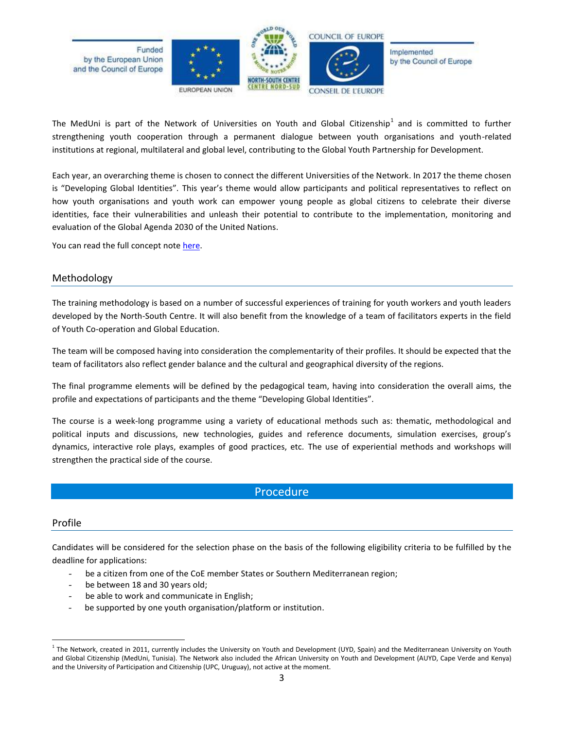The MedUni is part of the Network of Universities on Youth and Global Citizenship[1] and is committed to further strengthening youth cooperation through a permanent dialogue between youth organisations and youth-related institutions at regional, multilateral and global level, contributing to the Global Youth Partnership for Development.

Each year, an overarching theme is chosen to connect the different Universities of the Network. In 2017 the theme chosen is "Developing Global Identities". This year's theme would allow participants and political representatives to reflect on how youth organisations and youth work can empower young people as global citizens to celebrate their diverse identities, face their vulnerabilities and unleash their potential to contribute to the implementation, monitoring and evaluation of the Global Agenda 2030 of the United Nations.

You can read the full concept note here.

## Methodology

The training methodology is based on a number of successful experiences of training for youth workers and youth leaders developed by the North-South Centre. It will also benefit from the knowledge of a team of facilitators experts in the field of Youth Co-operation and Global Education.

The team will be composed having into consideration the complementarity of their profiles. It should be expected that the team of facilitators also reflect gender balance and the cultural and geographical diversity of the regions.

The final programme elements will be defined by the pedagogical team, having into consideration the overall aims, the profile and expectations of participants and the theme "Developing Global Identities".

The course is a week-long programme using a variety of educational methods such as: thematic, methodological and political inputs and discussions, new technologies, guides and reference documents, simulation exercises, group's dynamics, interactive role plays, examples of good practices, etc. The use of experiential methods and workshops will strengthen the practical side of the course.

# Procedure

## Profile

Candidates will be considered for the selection phase on the basis of the following eligibility criteria to be fulfilled by the deadline for applications:

- be a citizen from one of the CoE member States or Southern Mediterranean region;
- be between 18 and 30 years old;
- be able to work and communicate in English;
- be supported by one youth organisation/platform or institution.

[1] The Network, created in 2011, currently includes the University on Youth and Development (UYD, Spain) and the Mediterranean University on Youth and Global Citizenship (MedUni, Tunisia). The Network also included the African University on Youth and Development (AUYD, Cape Verde and Kenya) and the University of Participation and Citizenship (UPC, Uruguay), not active at the moment.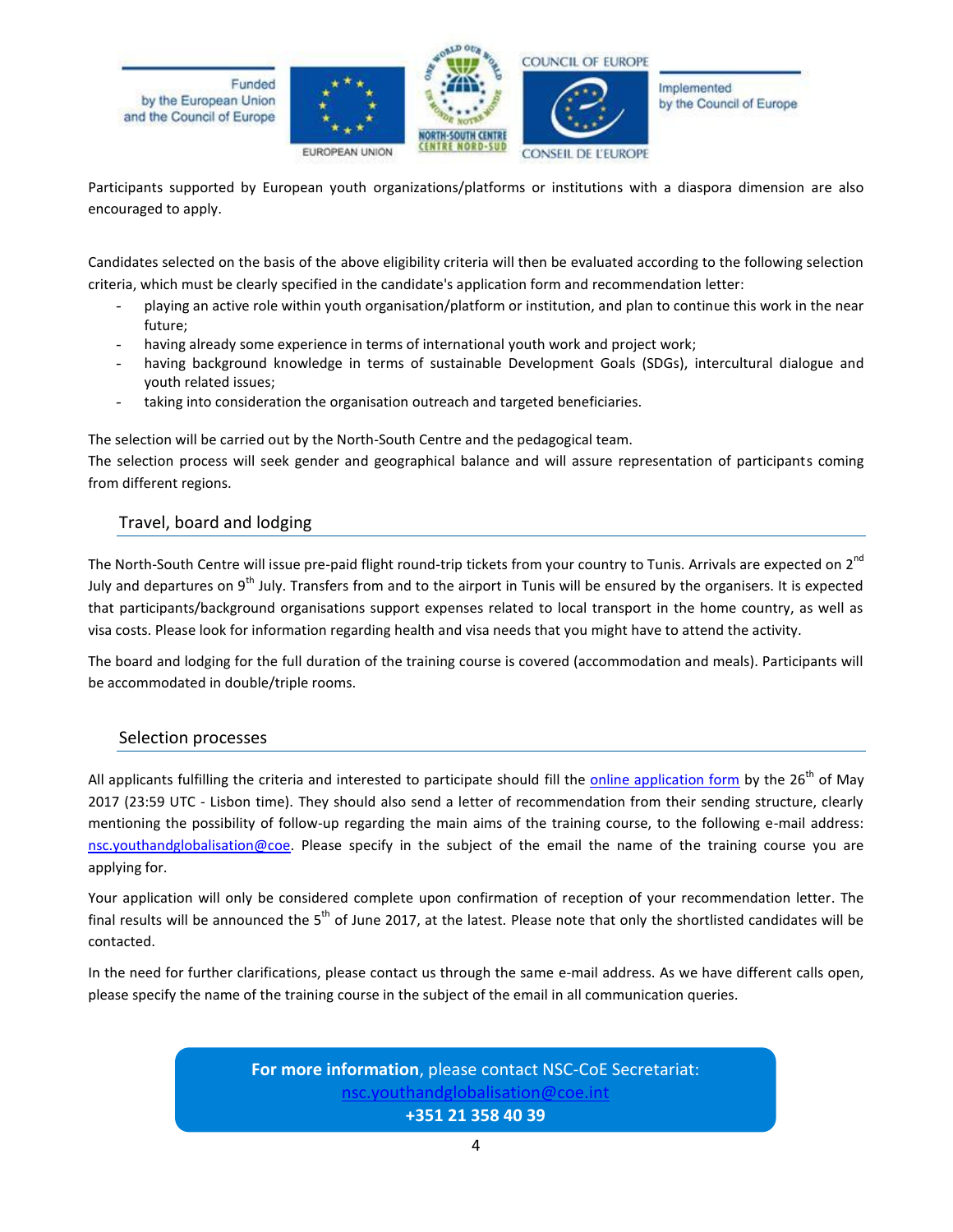Participants supported by European youth organizations/platforms or institutions with a diaspora dimension are also encouraged to apply.

Candidates selected on the basis of the above eligibility criteria will then be evaluated according to the following selection criteria, which must be clearly specified in the candidate's application form and recommendation letter:

- playing an active role within youth organisation/platform or institution, and plan to continue this work in the near future;
- having already some experience in terms of international youth work and project work;
- having background knowledge in terms of sustainable Development Goals (SDGs), intercultural dialogue and youth related issues;
- taking into consideration the organisation outreach and targeted beneficiaries.

The selection will be carried out by the North-South Centre and the pedagogical team.
The selection process will seek gender and geographical balance and will assure representation of participants coming from different regions.

## Travel, board and lodging

The North-South Centre will issue pre-paid flight round-trip tickets from your country to Tunis. Arrivals are expected on 2nd July and departures on 9th July. Transfers from and to the airport in Tunis will be ensured by the organisers. It is expected that participants/background organisations support expenses related to local transport in the home country, as well as visa costs. Please look for information regarding health and visa needs that you might have to attend the activity.

The board and lodging for the full duration of the training course is covered (accommodation and meals). Participants will be accommodated in double/triple rooms.

## Selection processes

All applicants fulfilling the criteria and interested to participate should fill the online application form by the 26th of May 2017 (23:59 UTC - Lisbon time). They should also send a letter of recommendation from their sending structure, clearly mentioning the possibility of follow-up regarding the main aims of the training course, to the following e-mail address: nsc.youthandglobalisation@coe. Please specify in the subject of the email the name of the training course you are applying for.

Your application will only be considered complete upon confirmation of reception of your recommendation letter. The final results will be announced the 5th of June 2017, at the latest. Please note that only the shortlisted candidates will be contacted.

In the need for further clarifications, please contact us through the same e-mail address. As we have different calls open, please specify the name of the training course in the subject of the email in all communication queries.

**For more information**, please contact NSC-CoE Secretariat:
nsc.youthandglobalisation@coe.int
**+351 21 358 40 39**